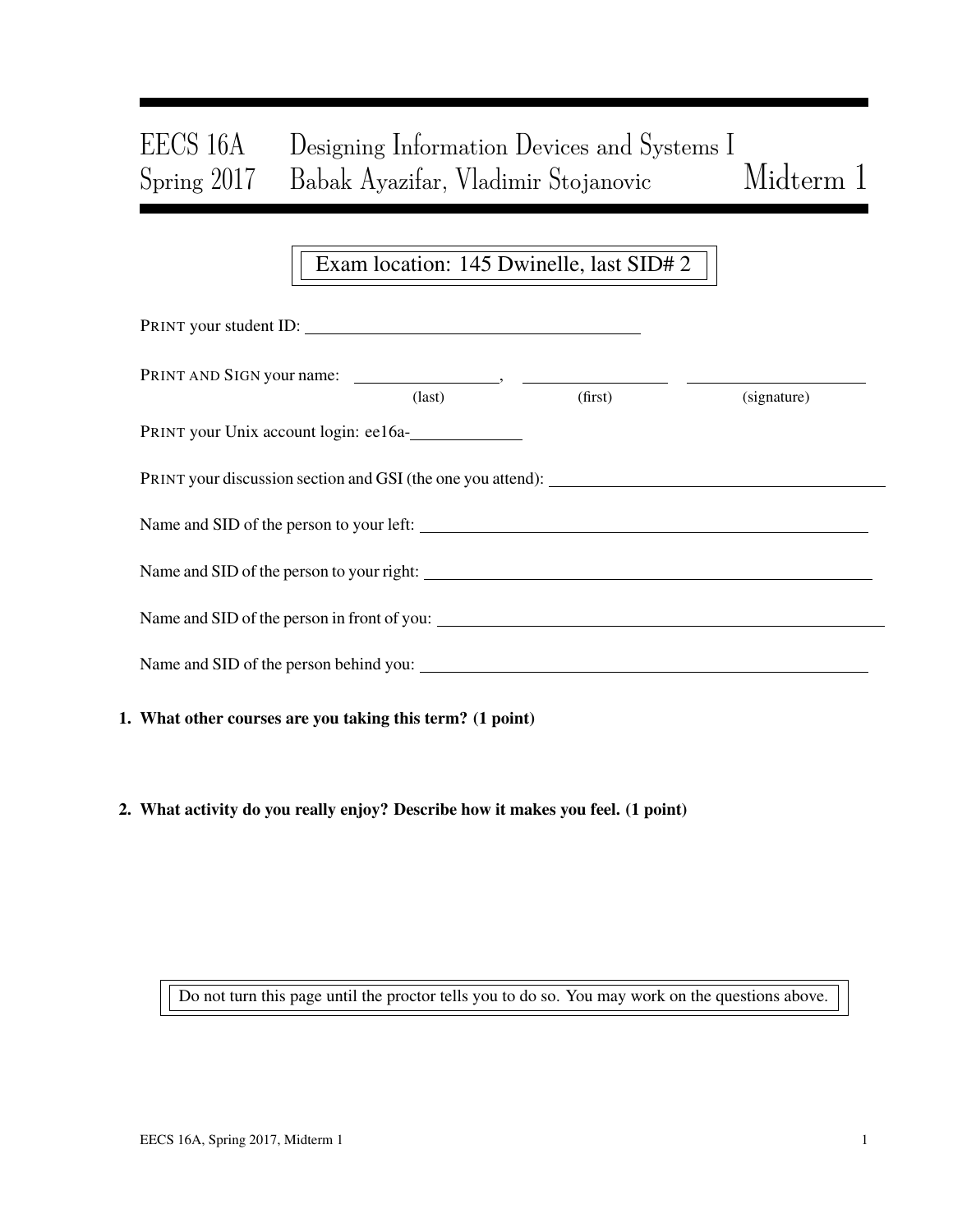# EECS 16A Designing Information Devices and Systems I
# Spring 2017 Babak Ayazifar, Vladimir Stojanovic — Midterm 1

Exam location: 145 Dwinelle, last SID# 2

PRINT your student ID: ______________________

PRINT AND SIGN your name: ______________, ______________ ______________
(last) (first) (signature)

PRINT your Unix account login: ee16a-__________

PRINT your discussion section and GSI (the one you attend): ______________________

Name and SID of the person to your left: ______________________

Name and SID of the person to your right: ______________________

Name and SID of the person in front of you: ______________________

Name and SID of the person behind you: ______________________

**1. What other courses are you taking this term? (1 point)**

**2. What activity do you really enjoy? Describe how it makes you feel. (1 point)**

Do not turn this page until the proctor tells you to do so. You may work on the questions above.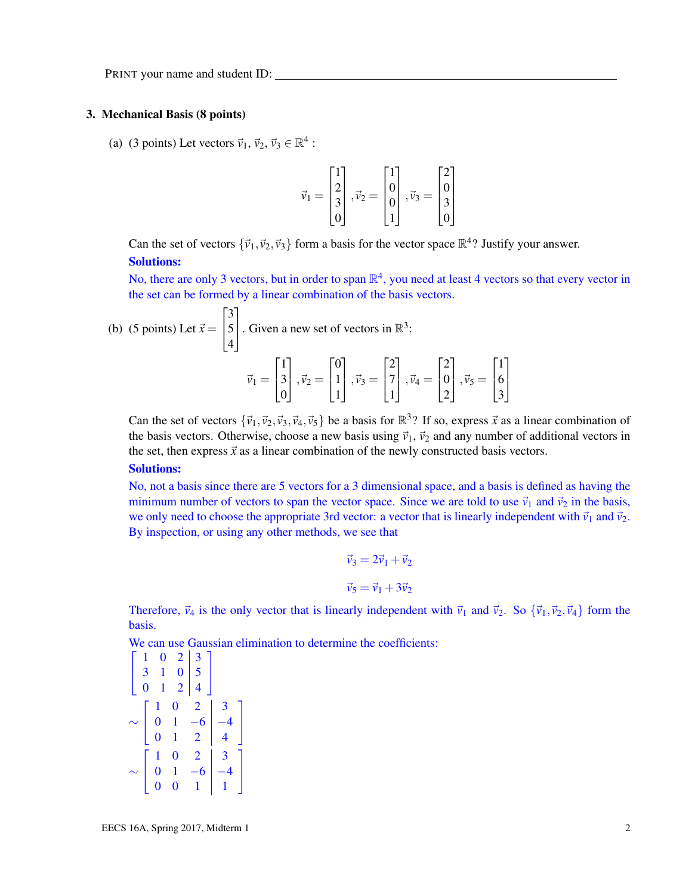PRINT your name and student ID: ________________________________

## 3. Mechanical Basis (8 points)

(a) (3 points) Let vectors $\vec{v}_1$, $\vec{v}_2$, $\vec{v}_3 \in \mathbb{R}^4$ :

$$\vec{v}_1 = \begin{bmatrix} 1 \\ 2 \\ 3 \\ 0 \end{bmatrix}, \vec{v}_2 = \begin{bmatrix} 1 \\ 0 \\ 0 \\ 1 \end{bmatrix}, \vec{v}_3 = \begin{bmatrix} 2 \\ 0 \\ 3 \\ 0 \end{bmatrix}$$

Can the set of vectors $\{\vec{v}_1, \vec{v}_2, \vec{v}_3\}$ form a basis for the vector space $\mathbb{R}^4$? Justify your answer.

**Solutions:**

No, there are only 3 vectors, but in order to span $\mathbb{R}^4$, you need at least 4 vectors so that every vector in the set can be formed by a linear combination of the basis vectors.

(b) (5 points) Let $\vec{x} = \begin{bmatrix} 3 \\ 5 \\ 4 \end{bmatrix}$. Given a new set of vectors in $\mathbb{R}^3$:

$$\vec{v}_1 = \begin{bmatrix} 1 \\ 3 \\ 0 \end{bmatrix}, \vec{v}_2 = \begin{bmatrix} 0 \\ 1 \\ 1 \end{bmatrix}, \vec{v}_3 = \begin{bmatrix} 2 \\ 7 \\ 1 \end{bmatrix}, \vec{v}_4 = \begin{bmatrix} 2 \\ 0 \\ 2 \end{bmatrix}, \vec{v}_5 = \begin{bmatrix} 1 \\ 6 \\ 3 \end{bmatrix}$$

Can the set of vectors $\{\vec{v}_1, \vec{v}_2, \vec{v}_3, \vec{v}_4, \vec{v}_5\}$ be a basis for $\mathbb{R}^3$? If so, express $\vec{x}$ as a linear combination of the basis vectors. Otherwise, choose a new basis using $\vec{v}_1$, $\vec{v}_2$ and any number of additional vectors in the set, then express $\vec{x}$ as a linear combination of the newly constructed basis vectors.

**Solutions:**

No, not a basis since there are 5 vectors for a 3 dimensional space, and a basis is defined as having the minimum number of vectors to span the vector space. Since we are told to use $\vec{v}_1$ and $\vec{v}_2$ in the basis, we only need to choose the appropriate 3rd vector: a vector that is linearly independent with $\vec{v}_1$ and $\vec{v}_2$. By inspection, or using any other methods, we see that

$$\vec{v}_3 = 2\vec{v}_1 + \vec{v}_2$$

$$\vec{v}_5 = \vec{v}_1 + 3\vec{v}_2$$

Therefore, $\vec{v}_4$ is the only vector that is linearly independent with $\vec{v}_1$ and $\vec{v}_2$. So $\{\vec{v}_1, \vec{v}_2, \vec{v}_4\}$ form the basis.

We can use Gaussian elimination to determine the coefficients:

$$\left[\begin{array}{ccc|c} 1 & 0 & 2 & 3 \\ 3 & 1 & 0 & 5 \\ 0 & 1 & 2 & 4 \end{array}\right]$$

$$\sim \left[\begin{array}{ccc|c} 1 & 0 & 2 & 3 \\ 0 & 1 & -6 & -4 \\ 0 & 1 & 2 & 4 \end{array}\right]$$

$$\sim \left[\begin{array}{ccc|c} 1 & 0 & 2 & 3 \\ 0 & 1 & -6 & -4 \\ 0 & 0 & 1 & 1 \end{array}\right]$$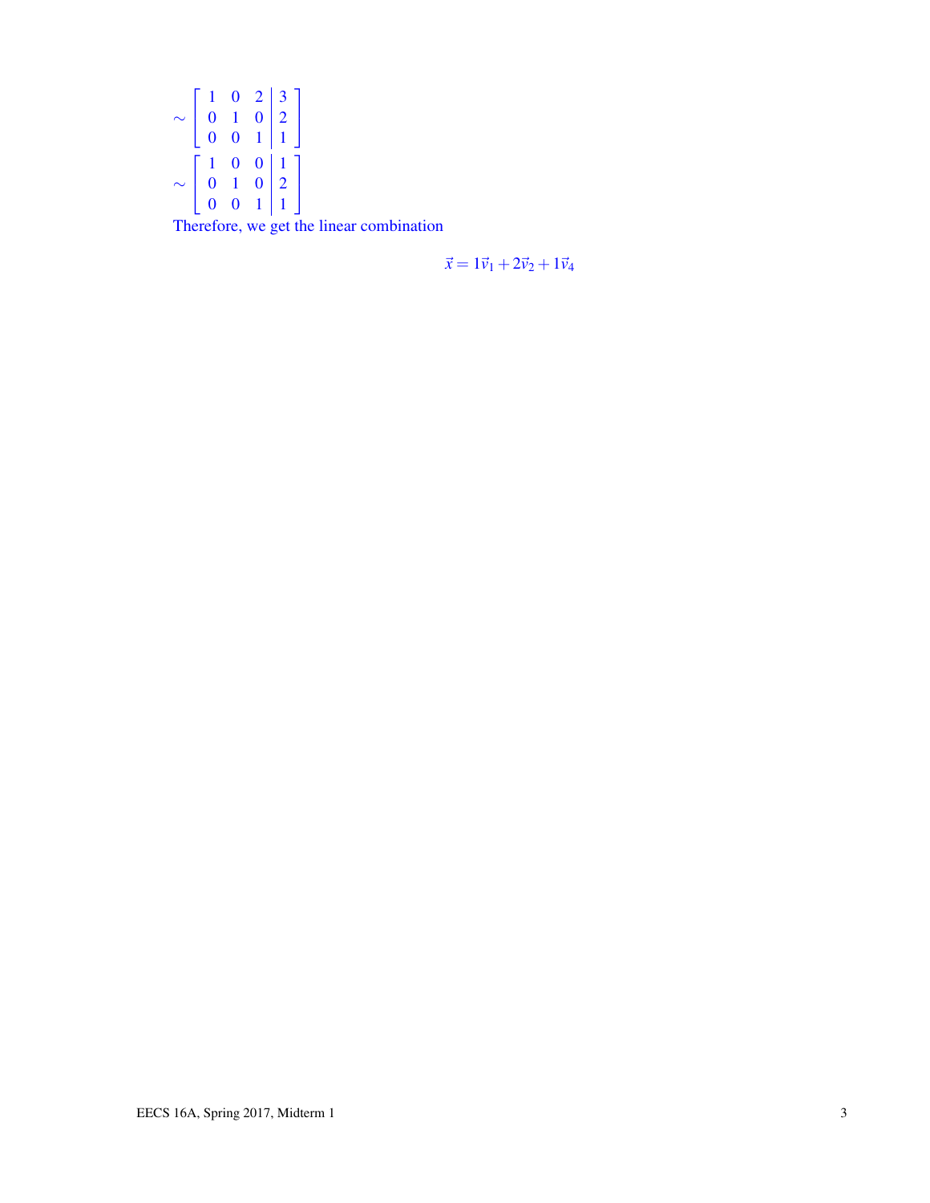$$\sim \left[\begin{array}{ccc|c} 1 & 0 & 2 & 3 \\ 0 & 1 & 0 & 2 \\ 0 & 0 & 1 & 1 \end{array}\right]$$

$$\sim \left[\begin{array}{ccc|c} 1 & 0 & 0 & 1 \\ 0 & 1 & 0 & 2 \\ 0 & 0 & 1 & 1 \end{array}\right]$$

Therefore, we get the linear combination

$$\vec{x} = 1\vec{v}_1 + 2\vec{v}_2 + 1\vec{v}_4$$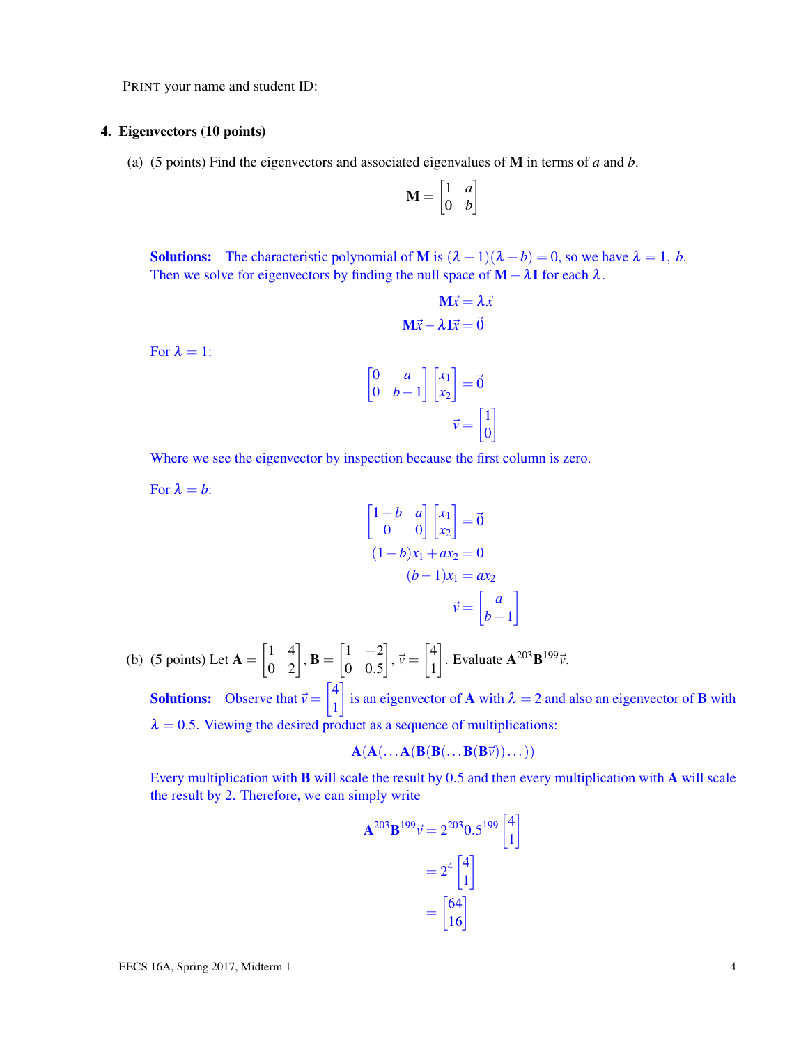PRINT your name and student ID: ________________________________________________

## 4. Eigenvectors (10 points)

(a) (5 points) Find the eigenvectors and associated eigenvalues of $\mathbf{M}$ in terms of $a$ and $b$.

$$\mathbf{M} = \begin{bmatrix} 1 & a \\ 0 & b \end{bmatrix}$$

**Solutions:** The characteristic polynomial of $\mathbf{M}$ is $(\lambda - 1)(\lambda - b) = 0$, so we have $\lambda = 1,\ b$. Then we solve for eigenvectors by finding the null space of $\mathbf{M} - \lambda\mathbf{I}$ for each $\lambda$.

$$\mathbf{M}\vec{x} = \lambda\vec{x}$$

$$\mathbf{M}\vec{x} - \lambda\mathbf{I}\vec{x} = \vec{0}$$

For $\lambda = 1$:

$$\begin{bmatrix} 0 & a \\ 0 & b-1 \end{bmatrix} \begin{bmatrix} x_1 \\ x_2 \end{bmatrix} = \vec{0}$$

$$\vec{v} = \begin{bmatrix} 1 \\ 0 \end{bmatrix}$$

Where we see the eigenvector by inspection because the first column is zero.

For $\lambda = b$:

$$\begin{bmatrix} 1-b & a \\ 0 & 0 \end{bmatrix} \begin{bmatrix} x_1 \\ x_2 \end{bmatrix} = \vec{0}$$

$$(1-b)x_1 + ax_2 = 0$$

$$(b-1)x_1 = ax_2$$

$$\vec{v} = \begin{bmatrix} a \\ b-1 \end{bmatrix}$$

(b) (5 points) Let $\mathbf{A} = \begin{bmatrix} 1 & 4 \\ 0 & 2 \end{bmatrix}$, $\mathbf{B} = \begin{bmatrix} 1 & -2 \\ 0 & 0.5 \end{bmatrix}$, $\vec{v} = \begin{bmatrix} 4 \\ 1 \end{bmatrix}$. Evaluate $\mathbf{A}^{203}\mathbf{B}^{199}\vec{v}$.

**Solutions:** Observe that $\vec{v} = \begin{bmatrix} 4 \\ 1 \end{bmatrix}$ is an eigenvector of $\mathbf{A}$ with $\lambda = 2$ and also an eigenvector of $\mathbf{B}$ with $\lambda = 0.5$. Viewing the desired product as a sequence of multiplications:

$$\mathbf{A}(\mathbf{A}(\ldots\mathbf{A}(\mathbf{B}(\mathbf{B}(\ldots\mathbf{B}(\mathbf{B}\vec{v}))\ldots))$$

Every multiplication with $\mathbf{B}$ will scale the result by 0.5 and then every multiplication with $\mathbf{A}$ will scale the result by 2. Therefore, we can simply write

$$\mathbf{A}^{203}\mathbf{B}^{199}\vec{v} = 2^{203}0.5^{199}\begin{bmatrix} 4 \\ 1 \end{bmatrix}$$

$$= 2^4 \begin{bmatrix} 4 \\ 1 \end{bmatrix}$$

$$= \begin{bmatrix} 64 \\ 16 \end{bmatrix}$$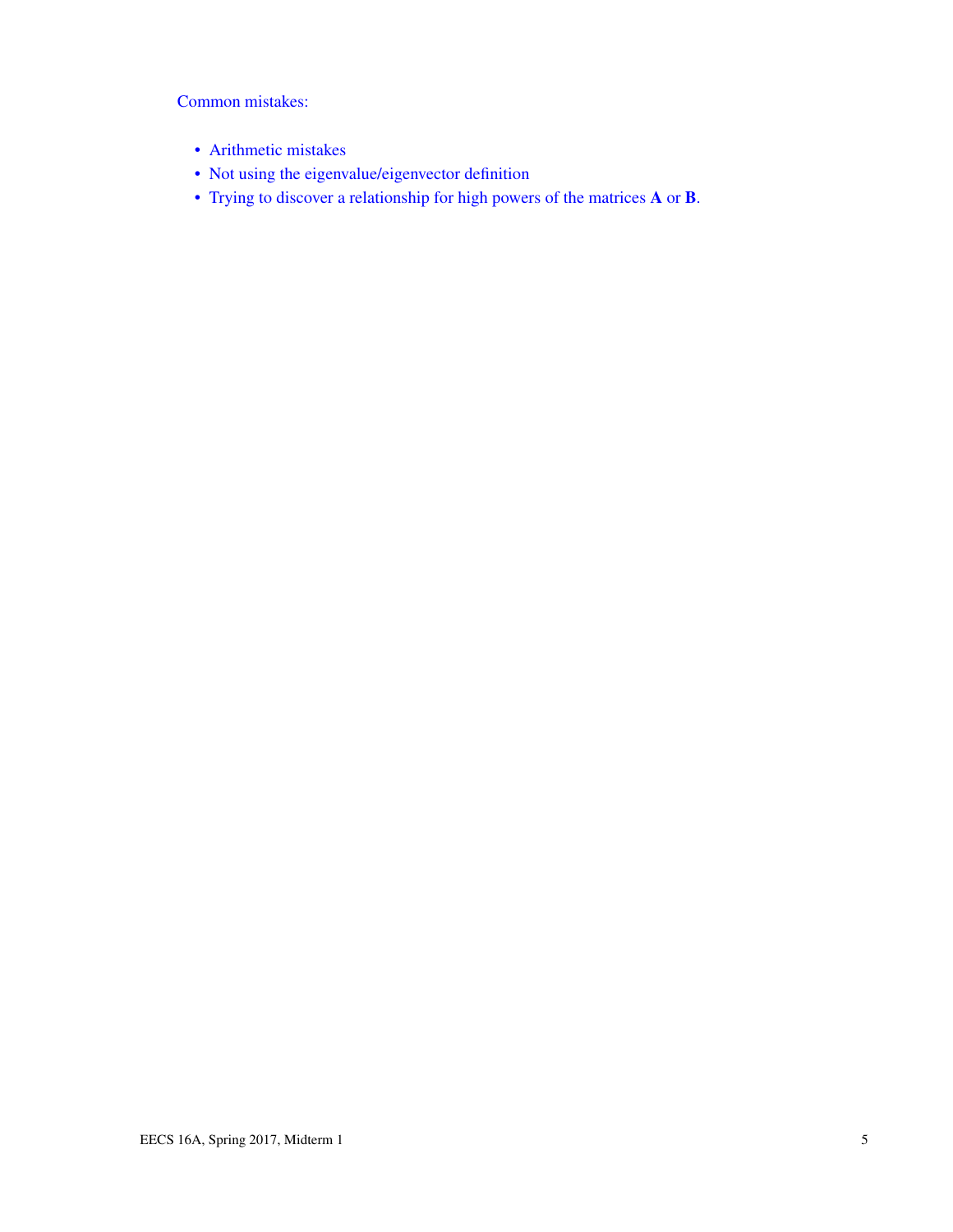Common mistakes:

- Arithmetic mistakes
- Not using the eigenvalue/eigenvector definition
- Trying to discover a relationship for high powers of the matrices $\mathbf{A}$ or $\mathbf{B}$.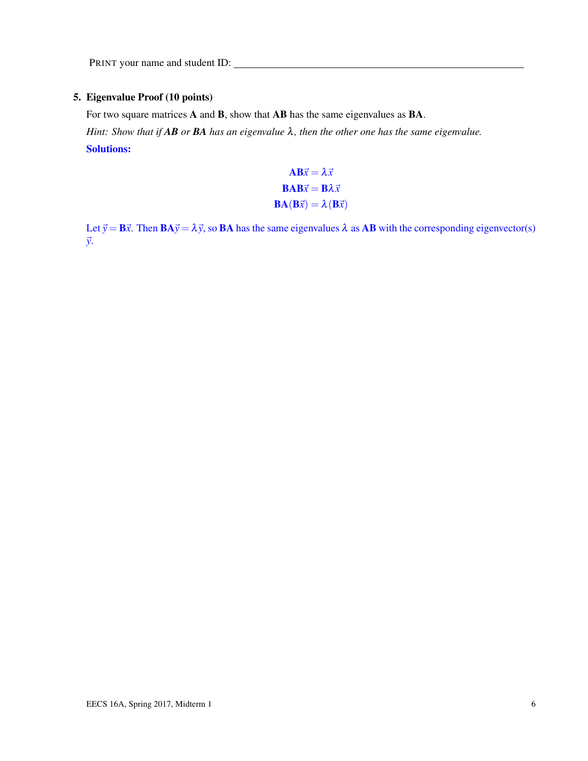PRINT your name and student ID: ______________________________________________

**5. Eigenvalue Proof (10 points)**

For two square matrices $\mathbf{A}$ and $\mathbf{B}$, show that $\mathbf{AB}$ has the same eigenvalues as $\mathbf{BA}$.

*Hint: Show that if **AB** or **BA** has an eigenvalue $\lambda$, then the other one has the same eigenvalue.*

**Solutions:**

$$\mathbf{AB}\vec{x} = \lambda\vec{x}$$
$$\mathbf{BAB}\vec{x} = \mathbf{B}\lambda\vec{x}$$
$$\mathbf{BA}(\mathbf{B}\vec{x}) = \lambda(\mathbf{B}\vec{x})$$

Let $\vec{y} = \mathbf{B}\vec{x}$. Then $\mathbf{BA}\vec{y} = \lambda\vec{y}$, so $\mathbf{BA}$ has the same eigenvalues $\lambda$ as $\mathbf{AB}$ with the corresponding eigenvector(s) $\vec{y}$.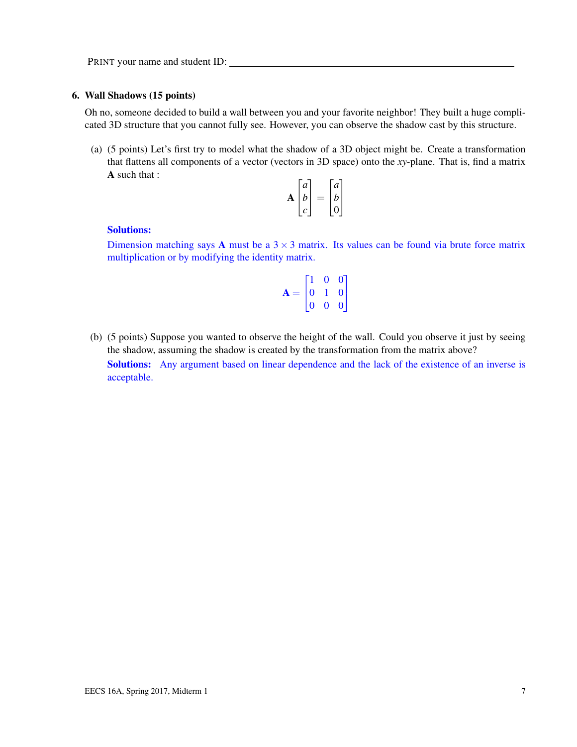PRINT your name and student ID: ________________________________

### 6. Wall Shadows (15 points)

Oh no, someone decided to build a wall between you and your favorite neighbor! They built a huge complicated 3D structure that you cannot fully see. However, you can observe the shadow cast by this structure.

(a) (5 points) Let's first try to model what the shadow of a 3D object might be. Create a transformation that flattens all components of a vector (vectors in 3D space) onto the *xy*-plane. That is, find a matrix $\mathbf{A}$ such that :

$$\mathbf{A}\begin{bmatrix}a\\b\\c\end{bmatrix} = \begin{bmatrix}a\\b\\0\end{bmatrix}$$

**Solutions:**

Dimension matching says $\mathbf{A}$ must be a $3 \times 3$ matrix. Its values can be found via brute force matrix multiplication or by modifying the identity matrix.

$$\mathbf{A} = \begin{bmatrix}1 & 0 & 0\\0 & 1 & 0\\0 & 0 & 0\end{bmatrix}$$

(b) (5 points) Suppose you wanted to observe the height of the wall. Could you observe it just by seeing the shadow, assuming the shadow is created by the transformation from the matrix above?

**Solutions:** Any argument based on linear dependence and the lack of the existence of an inverse is acceptable.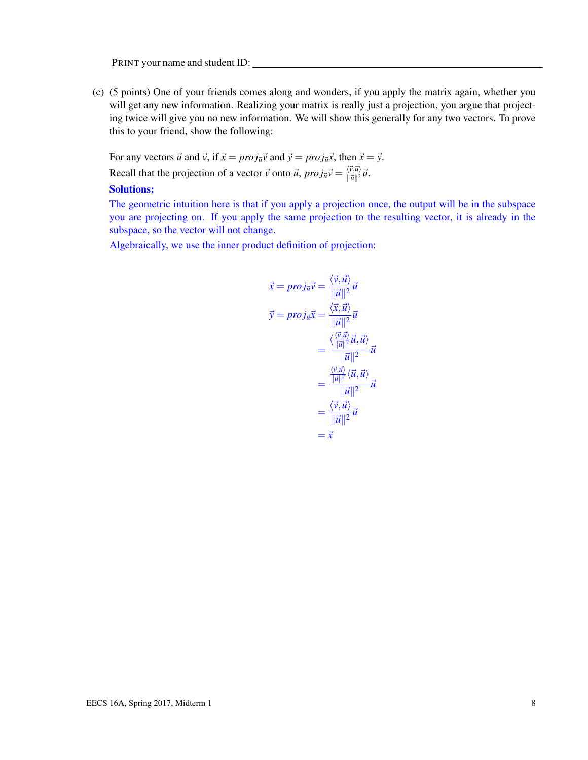PRINT your name and student ID: ______________________________

(c) (5 points) One of your friends comes along and wonders, if you apply the matrix again, whether you will get any new information. Realizing your matrix is really just a projection, you argue that projecting twice will give you no new information. We will show this generally for any two vectors. To prove this to your friend, show the following:

For any vectors $\vec{u}$ and $\vec{v}$, if $\vec{x} = proj_{\vec{u}}\vec{v}$ and $\vec{y} = proj_{\vec{u}}\vec{x}$, then $\vec{x} = \vec{y}$.

Recall that the projection of a vector $\vec{v}$ onto $\vec{u}$, $proj_{\vec{u}}\vec{v} = \frac{\langle \vec{v}, \vec{u} \rangle}{\|\vec{u}\|^2}\vec{u}$.

**Solutions:**

The geometric intuition here is that if you apply a projection once, the output will be in the subspace you are projecting on. If you apply the same projection to the resulting vector, it is already in the subspace, so the vector will not change.

Algebraically, we use the inner product definition of projection:

$$
\begin{aligned}
\vec{x} = proj_{\vec{u}}\vec{v} &= \frac{\langle \vec{v}, \vec{u} \rangle}{\|\vec{u}\|^2}\vec{u} \\
\vec{y} = proj_{\vec{u}}\vec{x} &= \frac{\langle \vec{x}, \vec{u} \rangle}{\|\vec{u}\|^2}\vec{u} \\
&= \frac{\langle \frac{\langle \vec{v}, \vec{u} \rangle}{\|\vec{u}\|^2}\vec{u}, \vec{u} \rangle}{\|\vec{u}\|^2}\vec{u} \\
&= \frac{\frac{\langle \vec{v}, \vec{u} \rangle}{\|\vec{u}\|^2}\langle \vec{u}, \vec{u} \rangle}{\|\vec{u}\|^2}\vec{u} \\
&= \frac{\langle \vec{v}, \vec{u} \rangle}{\|\vec{u}\|^2}\vec{u} \\
&= \vec{x}
\end{aligned}
$$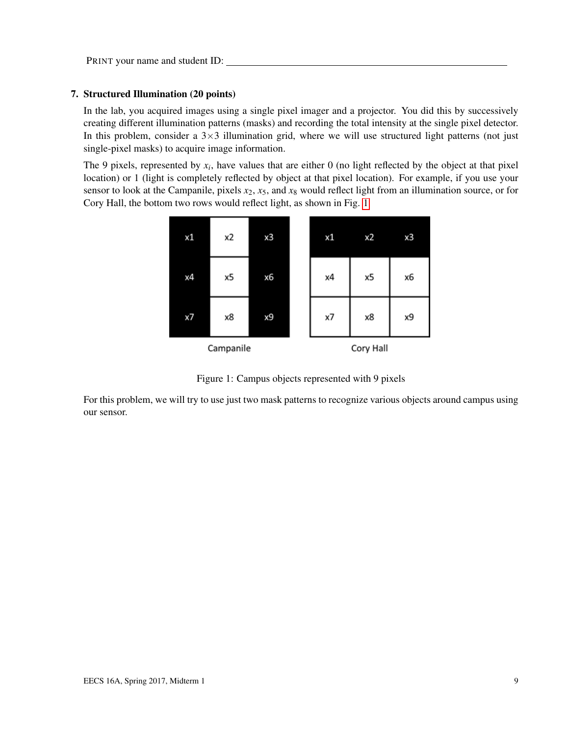PRINT your name and student ID: ____________________

## 7. Structured Illumination (20 points)

In the lab, you acquired images using a single pixel imager and a projector. You did this by successively creating different illumination patterns (masks) and recording the total intensity at the single pixel detector. In this problem, consider a 3×3 illumination grid, where we will use structured light patterns (not just single-pixel masks) to acquire image information.

The 9 pixels, represented by $x_i$, have values that are either 0 (no light reflected by the object at that pixel location) or 1 (light is completely reflected by object at that pixel location). For example, if you use your sensor to look at the Campanile, pixels $x_2$, $x_5$, and $x_8$ would reflect light from an illumination source, or for Cory Hall, the bottom two rows would reflect light, as shown in Fig. 1

Campanile:

| x1 | x2 | x3 |
|---|---|---|
| x4 | x5 | x6 |
| x7 | x8 | x9 |

Cory Hall:

| x1 | x2 | x3 |
|---|---|---|
| x4 | x5 | x6 |
| x7 | x8 | x9 |

Figure 1: Campus objects represented with 9 pixels

For this problem, we will try to use just two mask patterns to recognize various objects around campus using our sensor.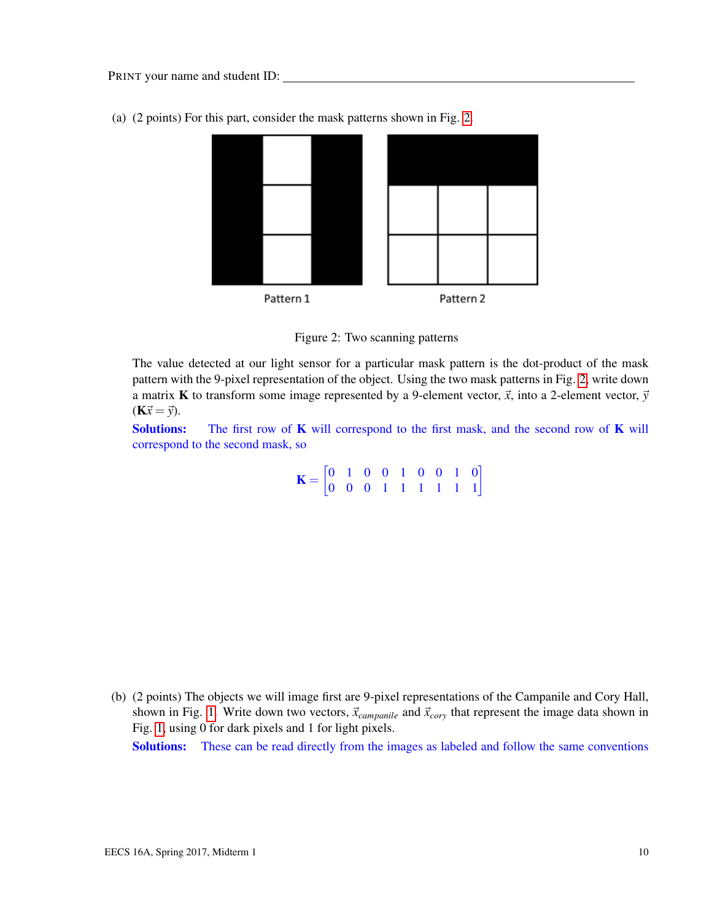PRINT your name and student ID: ________________________________

(a) (2 points) For this part, consider the mask patterns shown in Fig. 2.

Pattern 1 Pattern 2

Figure 2: Two scanning patterns

The value detected at our light sensor for a particular mask pattern is the dot-product of the mask pattern with the 9-pixel representation of the object. Using the two mask patterns in Fig. 2, write down a matrix $\mathbf{K}$ to transform some image represented by a 9-element vector, $\vec{x}$, into a 2-element vector, $\vec{y}$ ($\mathbf{K}\vec{x} = \vec{y}$).

**Solutions:** The first row of $\mathbf{K}$ will correspond to the first mask, and the second row of $\mathbf{K}$ will correspond to the second mask, so

$$\mathbf{K} = \begin{bmatrix} 0 & 1 & 0 & 0 & 1 & 0 & 0 & 1 & 0 \\ 0 & 0 & 0 & 1 & 1 & 1 & 1 & 1 & 1 \end{bmatrix}$$

(b) (2 points) The objects we will image first are 9-pixel representations of the Campanile and Cory Hall, shown in Fig. 1. Write down two vectors, $\vec{x}_{campanile}$ and $\vec{x}_{cory}$ that represent the image data shown in Fig. 1, using 0 for dark pixels and 1 for light pixels.

**Solutions:** These can be read directly from the images as labeled and follow the same conventions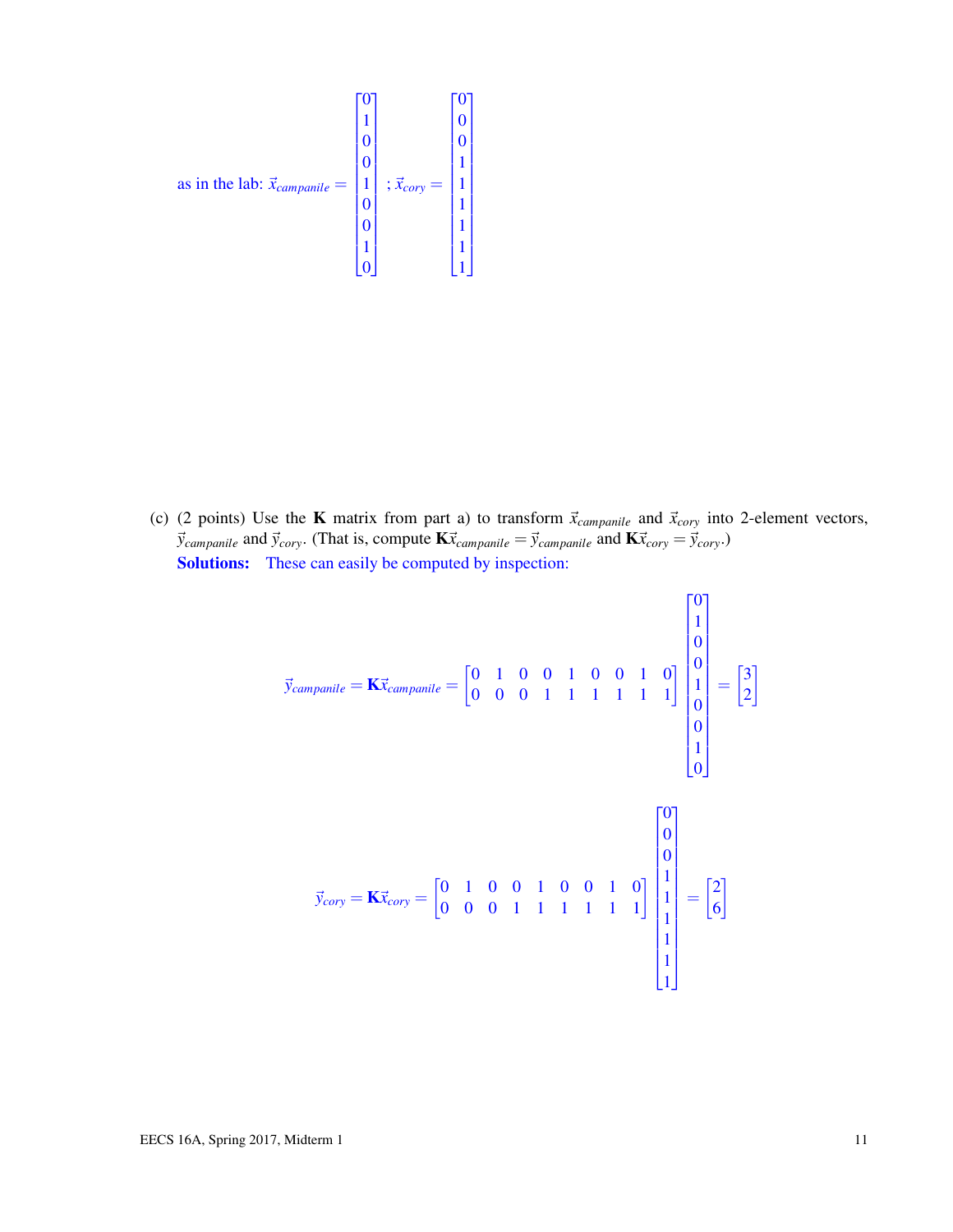as in the lab: $\vec{x}_{campanile} = \begin{bmatrix} 0 \\ 1 \\ 0 \\ 0 \\ 1 \\ 0 \\ 0 \\ 1 \\ 0 \end{bmatrix}$ ; $\vec{x}_{cory} = \begin{bmatrix} 0 \\ 0 \\ 0 \\ 1 \\ 1 \\ 1 \\ 1 \\ 1 \\ 1 \end{bmatrix}$

(c) (2 points) Use the $\mathbf{K}$ matrix from part a) to transform $\vec{x}_{campanile}$ and $\vec{x}_{cory}$ into 2-element vectors, $\vec{y}_{campanile}$ and $\vec{y}_{cory}$. (That is, compute $\mathbf{K}\vec{x}_{campanile} = \vec{y}_{campanile}$ and $\mathbf{K}\vec{x}_{cory} = \vec{y}_{cory}$.)

**Solutions:** These can easily be computed by inspection:

$$\vec{y}_{campanile} = \mathbf{K}\vec{x}_{campanile} = \begin{bmatrix} 0 & 1 & 0 & 0 & 1 & 0 & 0 & 1 & 0 \\ 0 & 0 & 0 & 1 & 1 & 1 & 1 & 1 & 1 \end{bmatrix} \begin{bmatrix} 0 \\ 1 \\ 0 \\ 0 \\ 1 \\ 0 \\ 0 \\ 1 \\ 0 \end{bmatrix} = \begin{bmatrix} 3 \\ 2 \end{bmatrix}$$

$$\vec{y}_{cory} = \mathbf{K}\vec{x}_{cory} = \begin{bmatrix} 0 & 1 & 0 & 0 & 1 & 0 & 0 & 1 & 0 \\ 0 & 0 & 0 & 1 & 1 & 1 & 1 & 1 & 1 \end{bmatrix} \begin{bmatrix} 0 \\ 0 \\ 0 \\ 1 \\ 1 \\ 1 \\ 1 \\ 1 \\ 1 \end{bmatrix} = \begin{bmatrix} 2 \\ 6 \end{bmatrix}$$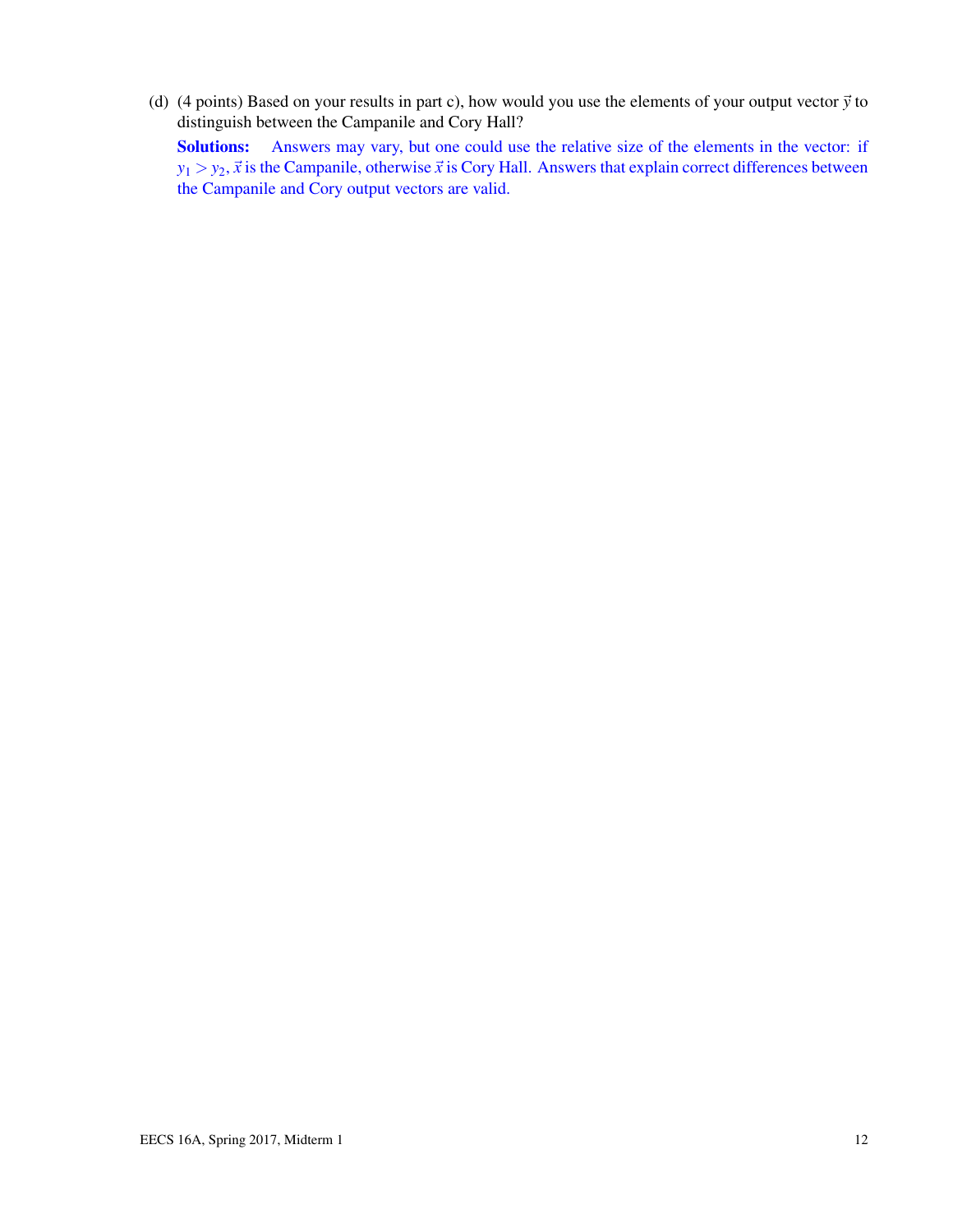(d) (4 points) Based on your results in part c), how would you use the elements of your output vector $\vec{y}$ to distinguish between the Campanile and Cory Hall?

**Solutions:** Answers may vary, but one could use the relative size of the elements in the vector: if $y_1 > y_2$, $\vec{x}$ is the Campanile, otherwise $\vec{x}$ is Cory Hall. Answers that explain correct differences between the Campanile and Cory output vectors are valid.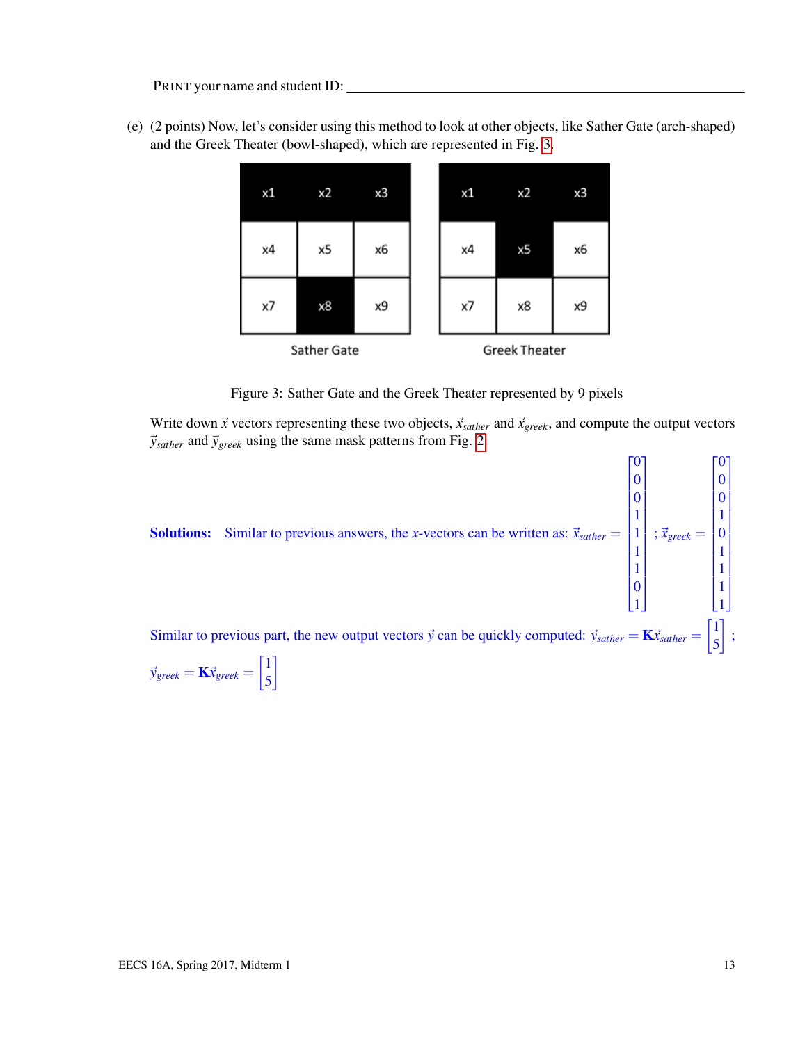PRINT your name and student ID: ________________________________

(e) (2 points) Now, let's consider using this method to look at other objects, like Sather Gate (arch-shaped) and the Greek Theater (bowl-shaped), which are represented in Fig. 3.

| x1 | x2 | x3 |
|---|---|---|
| x4 | x5 | x6 |
| x7 | x8 | x9 |

Sather Gate

| x1 | x2 | x3 |
|---|---|---|
| x4 | x5 | x6 |
| x7 | x8 | x9 |

Greek Theater

Figure 3: Sather Gate and the Greek Theater represented by 9 pixels

Write down $\vec{x}$ vectors representing these two objects, $\vec{x}_{sather}$ and $\vec{x}_{greek}$, and compute the output vectors $\vec{y}_{sather}$ and $\vec{y}_{greek}$ using the same mask patterns from Fig. 2.

**Solutions:** Similar to previous answers, the $x$-vectors can be written as: $\vec{x}_{sather} = \begin{bmatrix} 0 \\ 0 \\ 0 \\ 1 \\ 1 \\ 1 \\ 1 \\ 0 \\ 1 \end{bmatrix}$ ; $\vec{x}_{greek} = \begin{bmatrix} 0 \\ 0 \\ 0 \\ 1 \\ 0 \\ 1 \\ 1 \\ 1 \\ 1 \end{bmatrix}$

Similar to previous part, the new output vectors $\vec{y}$ can be quickly computed: $\vec{y}_{sather} = \mathbf{K}\vec{x}_{sather} = \begin{bmatrix} 1 \\ 5 \end{bmatrix}$ ;

$\vec{y}_{greek} = \mathbf{K}\vec{x}_{greek} = \begin{bmatrix} 1 \\ 5 \end{bmatrix}$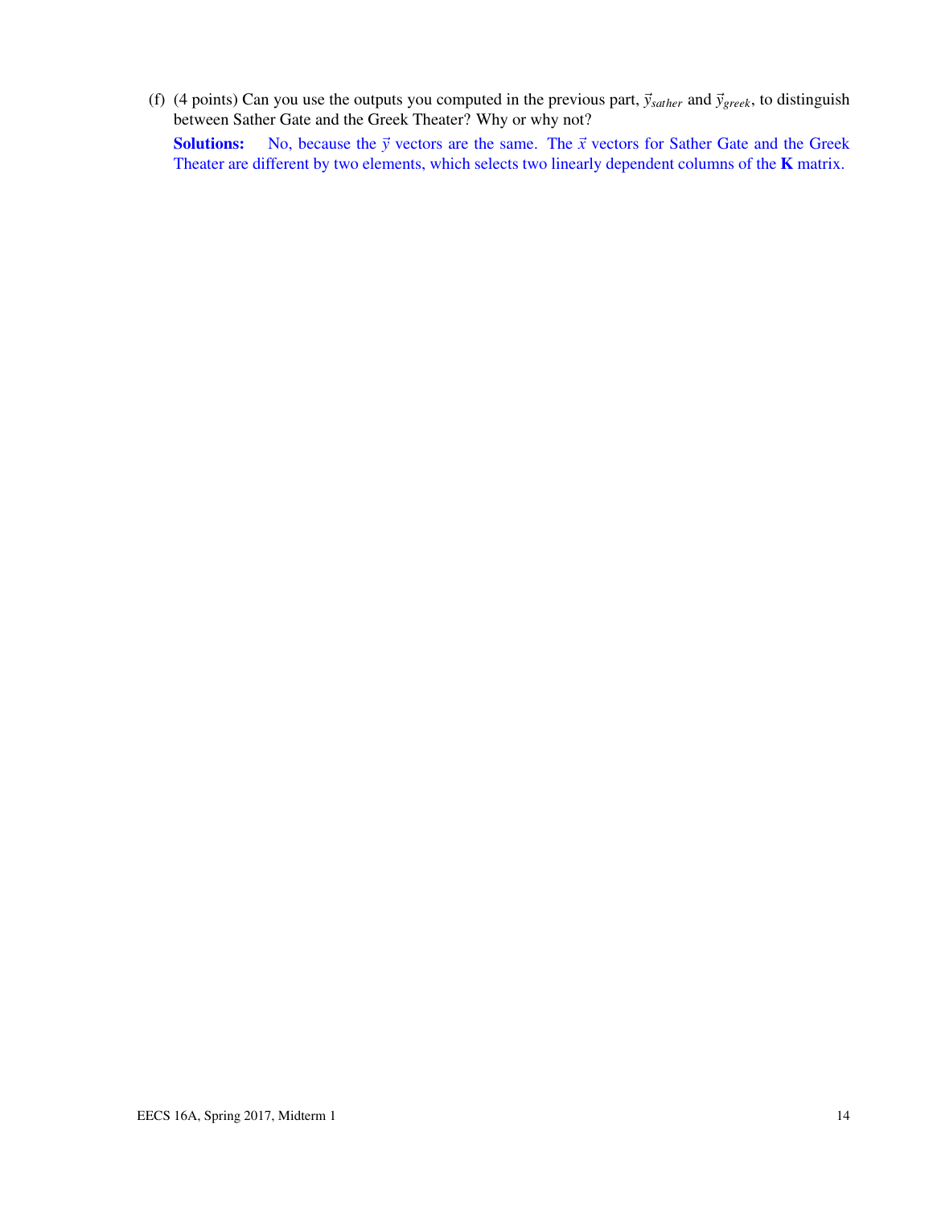(f) (4 points) Can you use the outputs you computed in the previous part, $\vec{y}_{sather}$ and $\vec{y}_{greek}$, to distinguish between Sather Gate and the Greek Theater? Why or why not?

**Solutions:** No, because the $\vec{y}$ vectors are the same. The $\vec{x}$ vectors for Sather Gate and the Greek Theater are different by two elements, which selects two linearly dependent columns of the $\mathbf{K}$ matrix.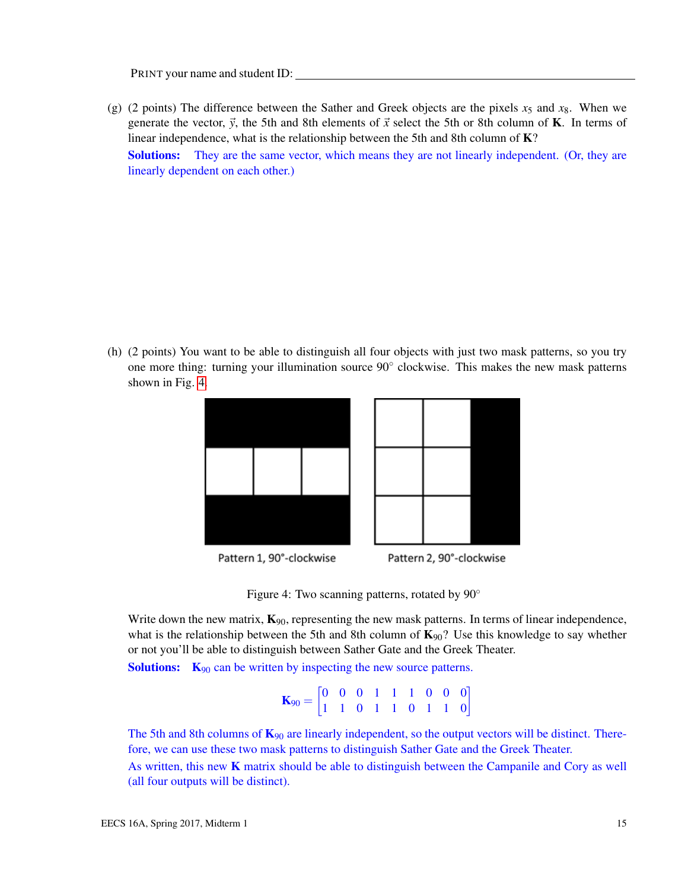PRINT your name and student ID: ____________________________________________

(g) (2 points) The difference between the Sather and Greek objects are the pixels $x_5$ and $x_8$. When we generate the vector, $\vec{y}$, the 5th and 8th elements of $\vec{x}$ select the 5th or 8th column of $\mathbf{K}$. In terms of linear independence, what is the relationship between the 5th and 8th column of $\mathbf{K}$?

**Solutions:** They are the same vector, which means they are not linearly independent. (Or, they are linearly dependent on each other.)

(h) (2 points) You want to be able to distinguish all four objects with just two mask patterns, so you try one more thing: turning your illumination source 90° clockwise. This makes the new mask patterns shown in Fig. 4.

Pattern 1, 90°-clockwise

Pattern 2, 90°-clockwise

Figure 4: Two scanning patterns, rotated by 90°

Write down the new matrix, $\mathbf{K}_{90}$, representing the new mask patterns. In terms of linear independence, what is the relationship between the 5th and 8th column of $\mathbf{K}_{90}$? Use this knowledge to say whether or not you'll be able to distinguish between Sather Gate and the Greek Theater.

**Solutions:** $\mathbf{K}_{90}$ can be written by inspecting the new source patterns.

$$\mathbf{K}_{90} = \begin{bmatrix} 0 & 0 & 0 & 1 & 1 & 1 & 0 & 0 & 0 \\ 1 & 1 & 0 & 1 & 1 & 0 & 1 & 1 & 0 \end{bmatrix}$$

The 5th and 8th columns of $\mathbf{K}_{90}$ are linearly independent, so the output vectors will be distinct. Therefore, we can use these two mask patterns to distinguish Sather Gate and the Greek Theater.

As written, this new $\mathbf{K}$ matrix should be able to distinguish between the Campanile and Cory as well (all four outputs will be distinct).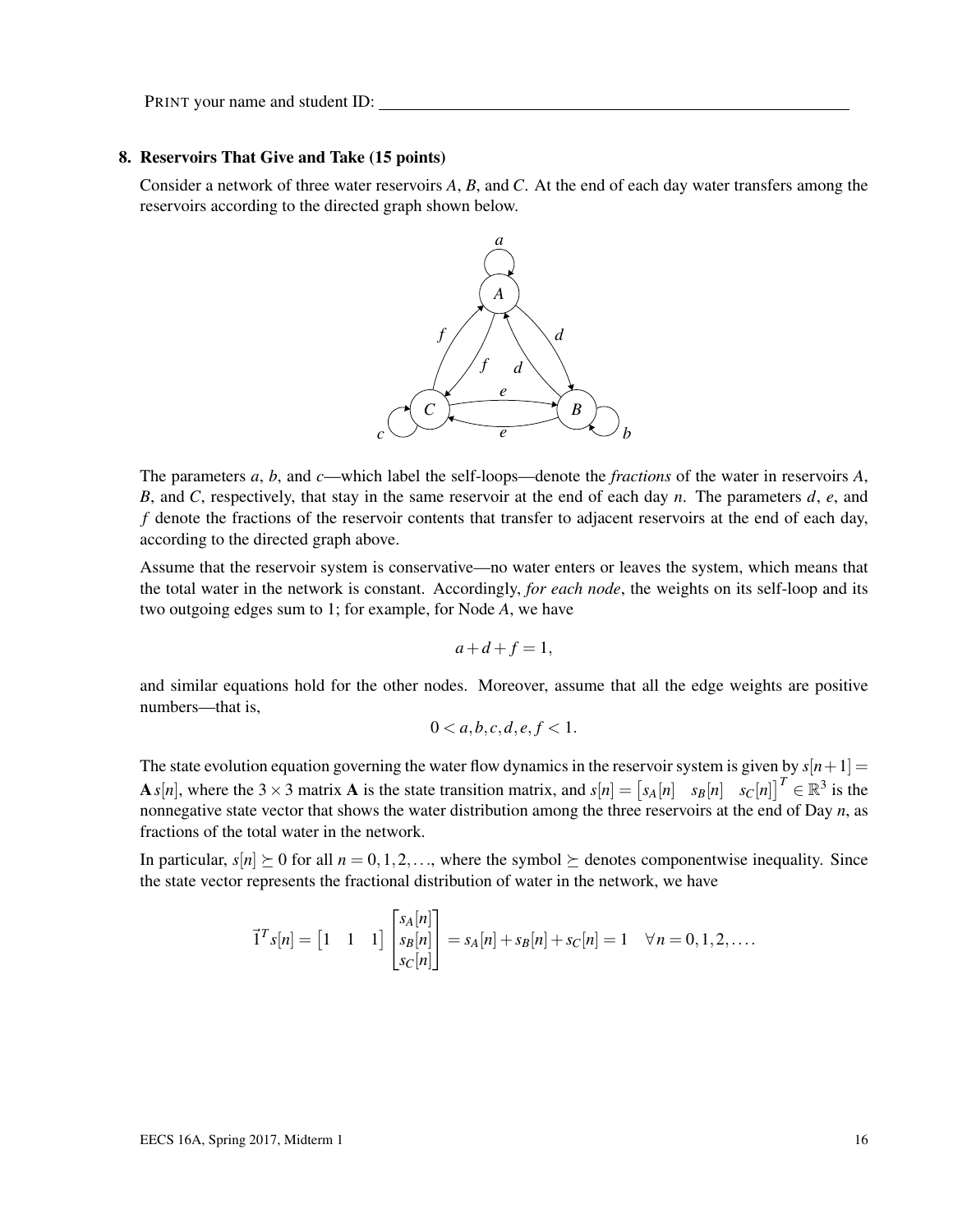PRINT your name and student ID: ________________________________

### 8. Reservoirs That Give and Take (15 points)

Consider a network of three water reservoirs $A$, $B$, and $C$. At the end of each day water transfers among the reservoirs according to the directed graph shown below.

The parameters $a$, $b$, and $c$—which label the self-loops—denote the *fractions* of the water in reservoirs $A$, $B$, and $C$, respectively, that stay in the same reservoir at the end of each day $n$. The parameters $d$, $e$, and $f$ denote the fractions of the reservoir contents that transfer to adjacent reservoirs at the end of each day, according to the directed graph above.

Assume that the reservoir system is conservative—no water enters or leaves the system, which means that the total water in the network is constant. Accordingly, *for each node*, the weights on its self-loop and its two outgoing edges sum to 1; for example, for Node $A$, we have

$$a + d + f = 1,$$

and similar equations hold for the other nodes. Moreover, assume that all the edge weights are positive numbers—that is,

$$0 < a, b, c, d, e, f < 1.$$

The state evolution equation governing the water flow dynamics in the reservoir system is given by $s[n+1] = \mathbf{A}\, s[n]$, where the $3 \times 3$ matrix $\mathbf{A}$ is the state transition matrix, and $s[n] = \begin{bmatrix} s_A[n] & s_B[n] & s_C[n] \end{bmatrix}^T \in \mathbb{R}^3$ is the nonnegative state vector that shows the water distribution among the three reservoirs at the end of Day $n$, as fractions of the total water in the network.

In particular, $s[n] \succeq 0$ for all $n = 0, 1, 2, \ldots$, where the symbol $\succeq$ denotes componentwise inequality. Since the state vector represents the fractional distribution of water in the network, we have

$$\vec{1}^T s[n] = \begin{bmatrix} 1 & 1 & 1 \end{bmatrix} \begin{bmatrix} s_A[n] \\ s_B[n] \\ s_C[n] \end{bmatrix} = s_A[n] + s_B[n] + s_C[n] = 1 \quad \forall n = 0, 1, 2, \ldots.$$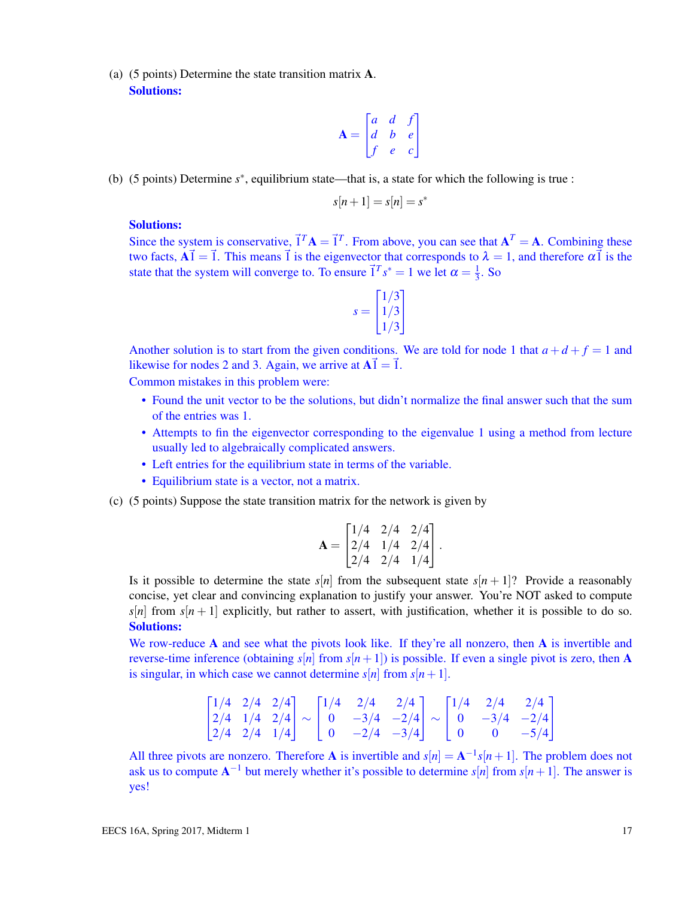(a) (5 points) Determine the state transition matrix $\mathbf{A}$.

**Solutions:**

$$\mathbf{A} = \begin{bmatrix} a & d & f \\ d & b & e \\ f & e & c \end{bmatrix}$$

(b) (5 points) Determine $s^*$, equilibrium state—that is, a state for which the following is true :

$$s[n+1] = s[n] = s^*$$

**Solutions:**

Since the system is conservative, $\vec{1}^T\mathbf{A} = \vec{1}^T$. From above, you can see that $\mathbf{A}^T = \mathbf{A}$. Combining these two facts, $\mathbf{A}\vec{1} = \vec{1}$. This means $\vec{1}$ is the eigenvector that corresponds to $\lambda = 1$, and therefore $\alpha\vec{1}$ is the state that the system will converge to. To ensure $\vec{1}^T s^* = 1$ we let $\alpha = \frac{1}{3}$. So

$$s = \begin{bmatrix} 1/3 \\ 1/3 \\ 1/3 \end{bmatrix}$$

Another solution is to start from the given conditions. We are told for node 1 that $a + d + f = 1$ and likewise for nodes 2 and 3. Again, we arrive at $\mathbf{A}\vec{1} = \vec{1}$.

Common mistakes in this problem were:

- Found the unit vector to be the solutions, but didn't normalize the final answer such that the sum of the entries was 1.
- Attempts to fin the eigenvector corresponding to the eigenvalue 1 using a method from lecture usually led to algebraically complicated answers.
- Left entries for the equilibrium state in terms of the variable.
- Equilibrium state is a vector, not a matrix.

(c) (5 points) Suppose the state transition matrix for the network is given by

$$\mathbf{A} = \begin{bmatrix} 1/4 & 2/4 & 2/4 \\ 2/4 & 1/4 & 2/4 \\ 2/4 & 2/4 & 1/4 \end{bmatrix}.$$

Is it possible to determine the state $s[n]$ from the subsequent state $s[n+1]$? Provide a reasonably concise, yet clear and convincing explanation to justify your answer. You're NOT asked to compute $s[n]$ from $s[n+1]$ explicitly, but rather to assert, with justification, whether it is possible to do so.

**Solutions:**

We row-reduce $\mathbf{A}$ and see what the pivots look like. If they're all nonzero, then $\mathbf{A}$ is invertible and reverse-time inference (obtaining $s[n]$ from $s[n+1]$) is possible. If even a single pivot is zero, then $\mathbf{A}$ is singular, in which case we cannot determine $s[n]$ from $s[n+1]$.

$$\begin{bmatrix} 1/4 & 2/4 & 2/4 \\ 2/4 & 1/4 & 2/4 \\ 2/4 & 2/4 & 1/4 \end{bmatrix} \sim \begin{bmatrix} 1/4 & 2/4 & 2/4 \\ 0 & -3/4 & -2/4 \\ 0 & -2/4 & -3/4 \end{bmatrix} \sim \begin{bmatrix} 1/4 & 2/4 & 2/4 \\ 0 & -3/4 & -2/4 \\ 0 & 0 & -5/4 \end{bmatrix}$$

All three pivots are nonzero. Therefore $\mathbf{A}$ is invertible and $s[n] = \mathbf{A}^{-1}s[n+1]$. The problem does not ask us to compute $\mathbf{A}^{-1}$ but merely whether it's possible to determine $s[n]$ from $s[n+1]$. The answer is yes!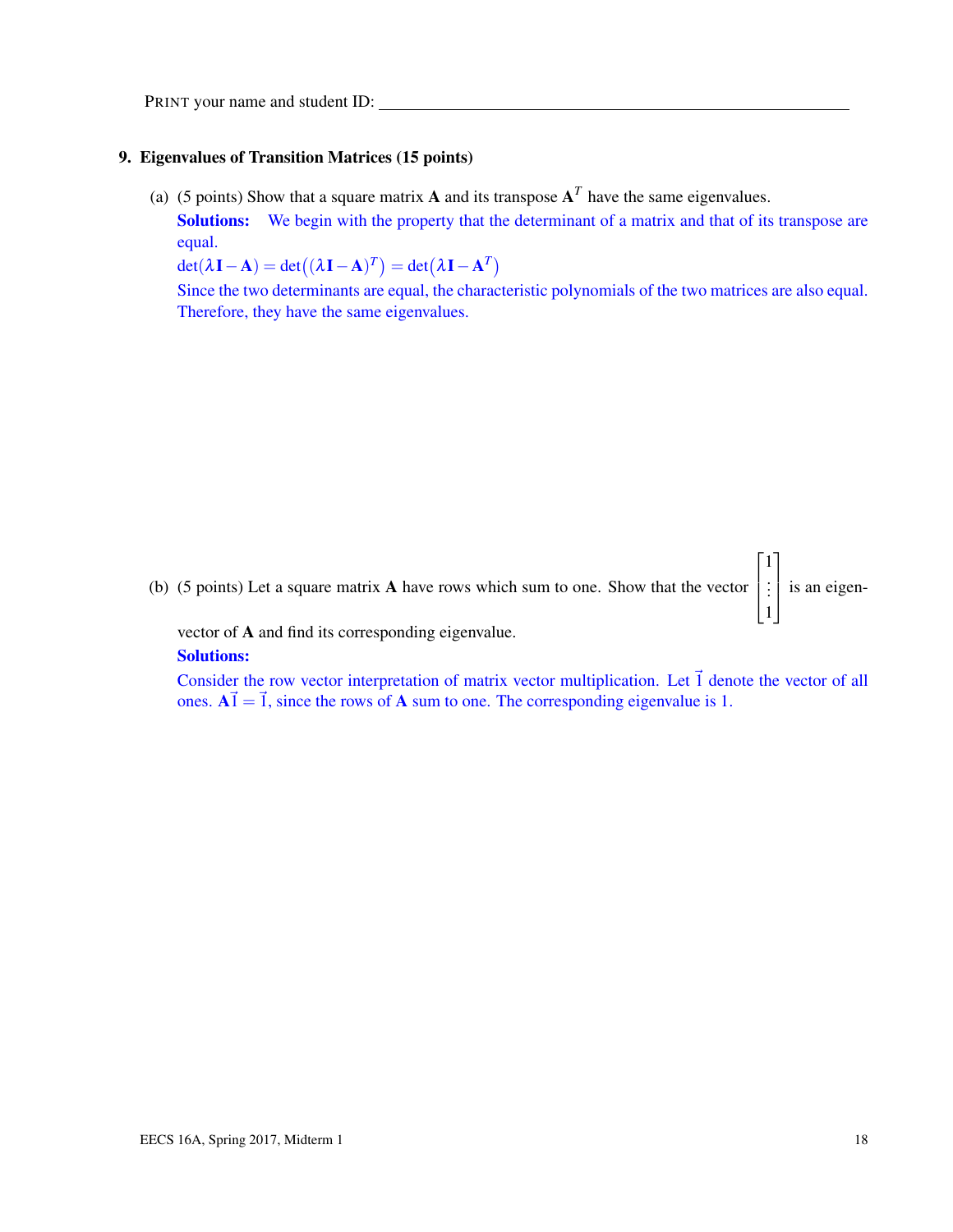PRINT your name and student ID: ________________________________

## 9. Eigenvalues of Transition Matrices (15 points)

(a) (5 points) Show that a square matrix $\mathbf{A}$ and its transpose $\mathbf{A}^T$ have the same eigenvalues.

**Solutions:** We begin with the property that the determinant of a matrix and that of its transpose are equal.

$\det(\lambda \mathbf{I} - \mathbf{A}) = \det\big((\lambda \mathbf{I} - \mathbf{A})^T\big) = \det\big(\lambda \mathbf{I} - \mathbf{A}^T\big)$

Since the two determinants are equal, the characteristic polynomials of the two matrices are also equal. Therefore, they have the same eigenvalues.

(b) (5 points) Let a square matrix $\mathbf{A}$ have rows which sum to one. Show that the vector $\begin{bmatrix} 1 \\ \vdots \\ 1 \end{bmatrix}$ is an eigenvector of $\mathbf{A}$ and find its corresponding eigenvalue.

**Solutions:**

Consider the row vector interpretation of matrix vector multiplication. Let $\vec{1}$ denote the vector of all ones. $\mathbf{A}\vec{1} = \vec{1}$, since the rows of $\mathbf{A}$ sum to one. The corresponding eigenvalue is 1.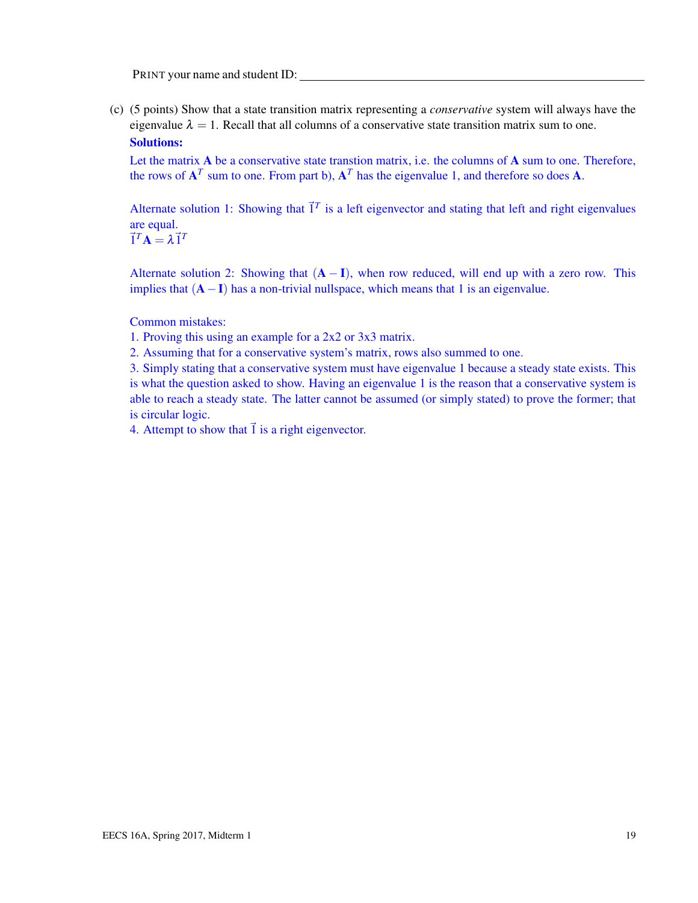PRINT your name and student ID: ___________________________________

(c) (5 points) Show that a state transition matrix representing a *conservative* system will always have the eigenvalue $\lambda = 1$. Recall that all columns of a conservative state transition matrix sum to one.

**Solutions:**

Let the matrix $\mathbf{A}$ be a conservative state transtion matrix, i.e. the columns of $\mathbf{A}$ sum to one. Therefore, the rows of $\mathbf{A}^T$ sum to one. From part b), $\mathbf{A}^T$ has the eigenvalue 1, and therefore so does $\mathbf{A}$.

Alternate solution 1: Showing that $\vec{1}^T$ is a left eigenvector and stating that left and right eigenvalues are equal.
$\vec{1}^T\mathbf{A} = \lambda\vec{1}^T$

Alternate solution 2: Showing that $(\mathbf{A} - \mathbf{I})$, when row reduced, will end up with a zero row. This implies that $(\mathbf{A} - \mathbf{I})$ has a non-trivial nullspace, which means that 1 is an eigenvalue.

Common mistakes:
1. Proving this using an example for a 2x2 or 3x3 matrix.
2. Assuming that for a conservative system's matrix, rows also summed to one.
3. Simply stating that a conservative system must have eigenvalue 1 because a steady state exists. This is what the question asked to show. Having an eigenvalue 1 is the reason that a conservative system is able to reach a steady state. The latter cannot be assumed (or simply stated) to prove the former; that is circular logic.
4. Attempt to show that $\vec{1}$ is a right eigenvector.